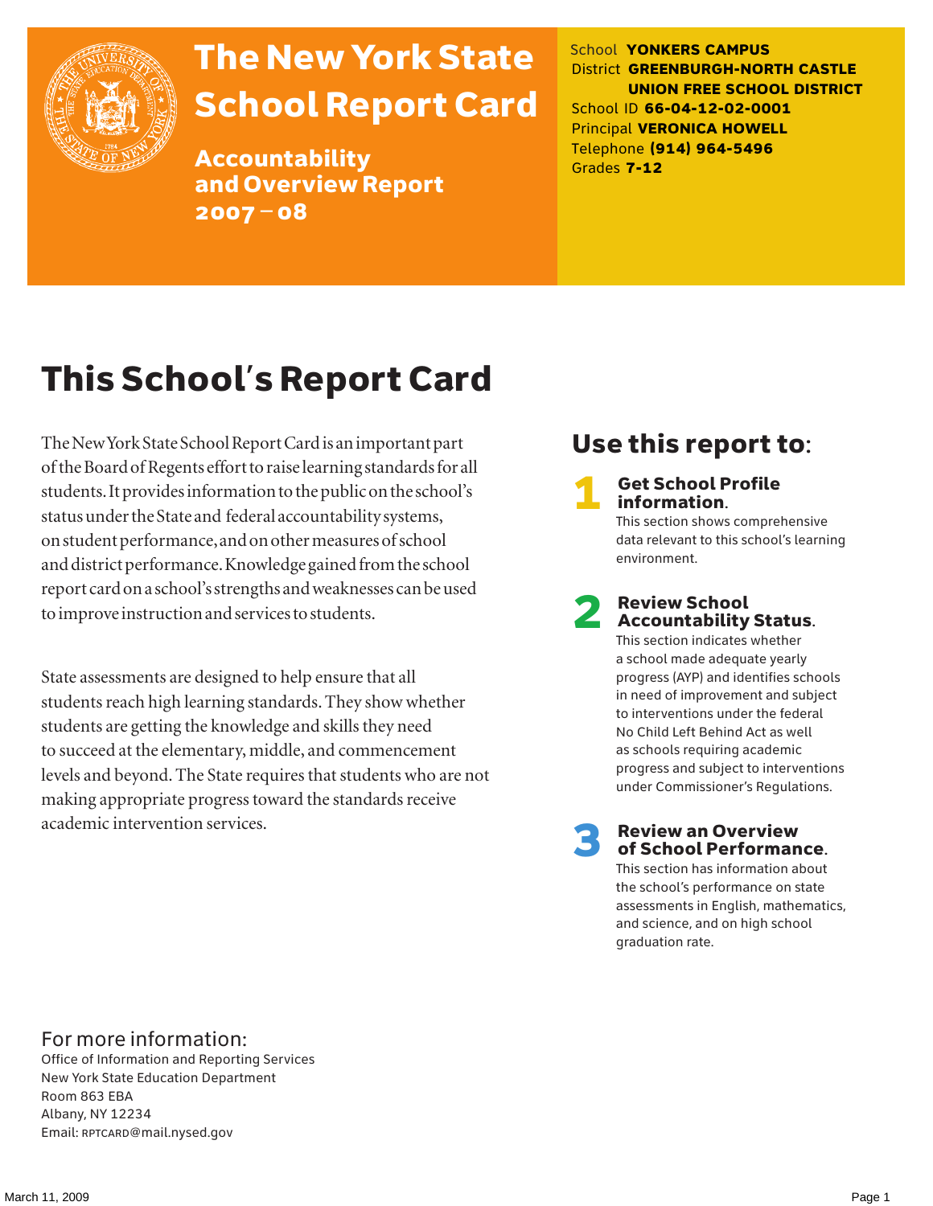# The New York State School Report Card

## Accountability and Overview Report 2007 – 08

School **YONKERS CAMPUS**
District **GREENBURGH-NORTH CASTLE UNION FREE SCHOOL DISTRICT**
School ID **66-04-12-02-0001**
Principal **VERONICA HOWELL**
Telephone **(914) 964-5496**
Grades **7-12**

# This School's Report Card

The New York State School Report Card is an important part of the Board of Regents effort to raise learning standards for all students. It provides information to the public on the school's status under the State and federal accountability systems, on student performance, and on other measures of school and district performance. Knowledge gained from the school report card on a school's strengths and weaknesses can be used to improve instruction and services to students.

State assessments are designed to help ensure that all students reach high learning standards. They show whether students are getting the knowledge and skills they need to succeed at the elementary, middle, and commencement levels and beyond. The State requires that students who are not making appropriate progress toward the standards receive academic intervention services.

## Use this report to:

**1 Get School Profile information.**
This section shows comprehensive data relevant to this school's learning environment.

**2 Review School Accountability Status.**
This section indicates whether a school made adequate yearly progress (AYP) and identifies schools in need of improvement and subject to interventions under the federal No Child Left Behind Act as well as schools requiring academic progress and subject to interventions under Commissioner's Regulations.

**3 Review an Overview of School Performance.**
This section has information about the school's performance on state assessments in English, mathematics, and science, and on high school graduation rate.

For more information:
Office of Information and Reporting Services
New York State Education Department
Room 863 EBA
Albany, NY 12234
Email: RPTCARD@mail.nysed.gov

March 11, 2009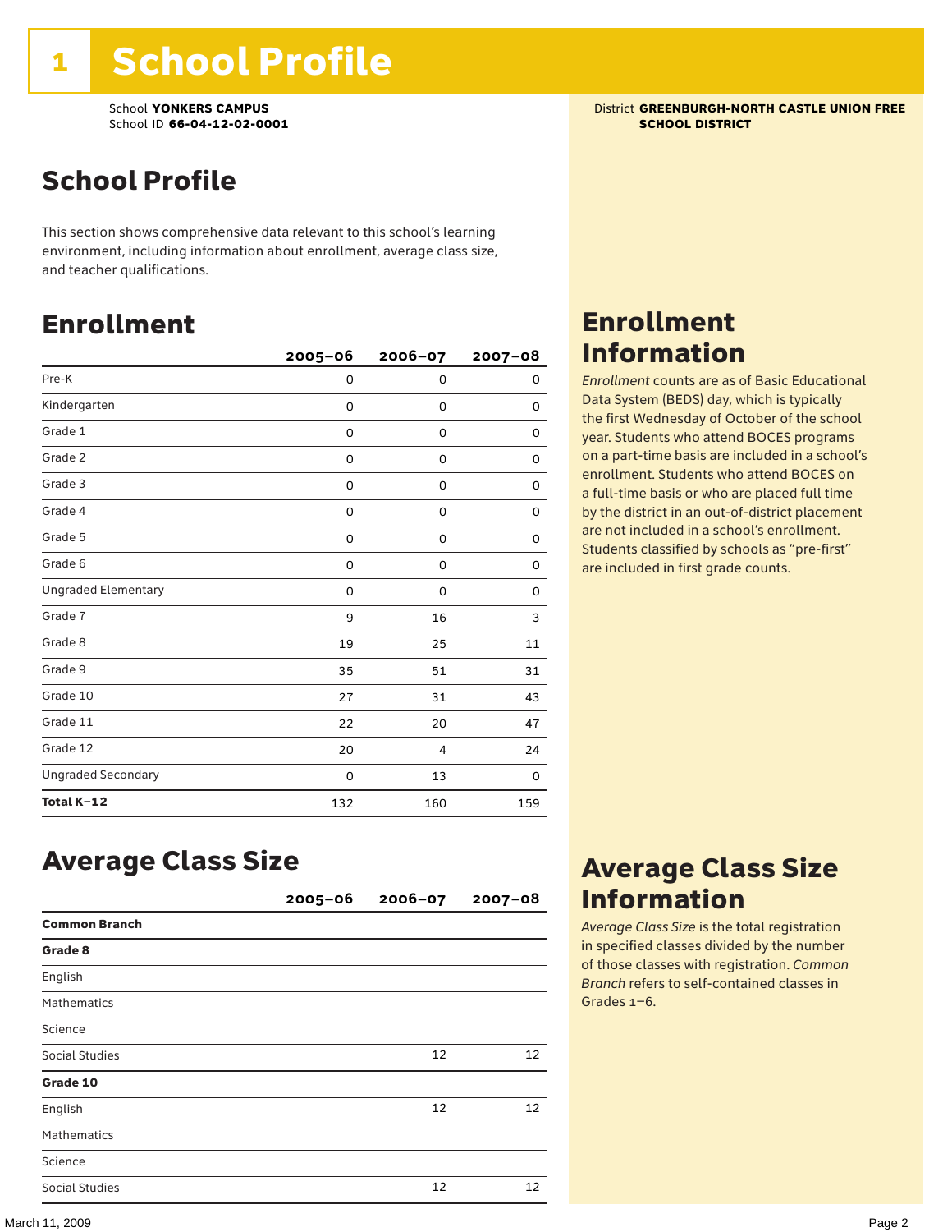# 1 School Profile

School **YONKERS CAMPUS**
School ID **66-04-12-02-0001**

District **GREENBURGH-NORTH CASTLE UNION FREE SCHOOL DISTRICT**

## School Profile

This section shows comprehensive data relevant to this school's learning environment, including information about enrollment, average class size, and teacher qualifications.

## Enrollment

| | 2005–06 | 2006–07 | 2007–08 |
|---|---|---|---|
| Pre-K | 0 | 0 | 0 |
| Kindergarten | 0 | 0 | 0 |
| Grade 1 | 0 | 0 | 0 |
| Grade 2 | 0 | 0 | 0 |
| Grade 3 | 0 | 0 | 0 |
| Grade 4 | 0 | 0 | 0 |
| Grade 5 | 0 | 0 | 0 |
| Grade 6 | 0 | 0 | 0 |
| Ungraded Elementary | 0 | 0 | 0 |
| Grade 7 | 9 | 16 | 3 |
| Grade 8 | 19 | 25 | 11 |
| Grade 9 | 35 | 51 | 31 |
| Grade 10 | 27 | 31 | 43 |
| Grade 11 | 22 | 20 | 47 |
| Grade 12 | 20 | 4 | 24 |
| Ungraded Secondary | 0 | 13 | 0 |
| **Total K–12** | 132 | 160 | 159 |

## Enrollment Information

*Enrollment* counts are as of Basic Educational Data System (BEDS) day, which is typically the first Wednesday of October of the school year. Students who attend BOCES programs on a part-time basis are included in a school's enrollment. Students who attend BOCES on a full-time basis or who are placed full time by the district in an out-of-district placement are not included in a school's enrollment. Students classified by schools as "pre-first" are included in first grade counts.

## Average Class Size

| | 2005–06 | 2006–07 | 2007–08 |
|---|---|---|---|
| **Common Branch** | | | |
| **Grade 8** | | | |
| English | | | |
| Mathematics | | | |
| Science | | | |
| Social Studies | | 12 | 12 |
| **Grade 10** | | | |
| English | | 12 | 12 |
| Mathematics | | | |
| Science | | | |
| Social Studies | | 12 | 12 |

## Average Class Size Information

*Average Class Size* is the total registration in specified classes divided by the number of those classes with registration. *Common Branch* refers to self-contained classes in Grades 1–6.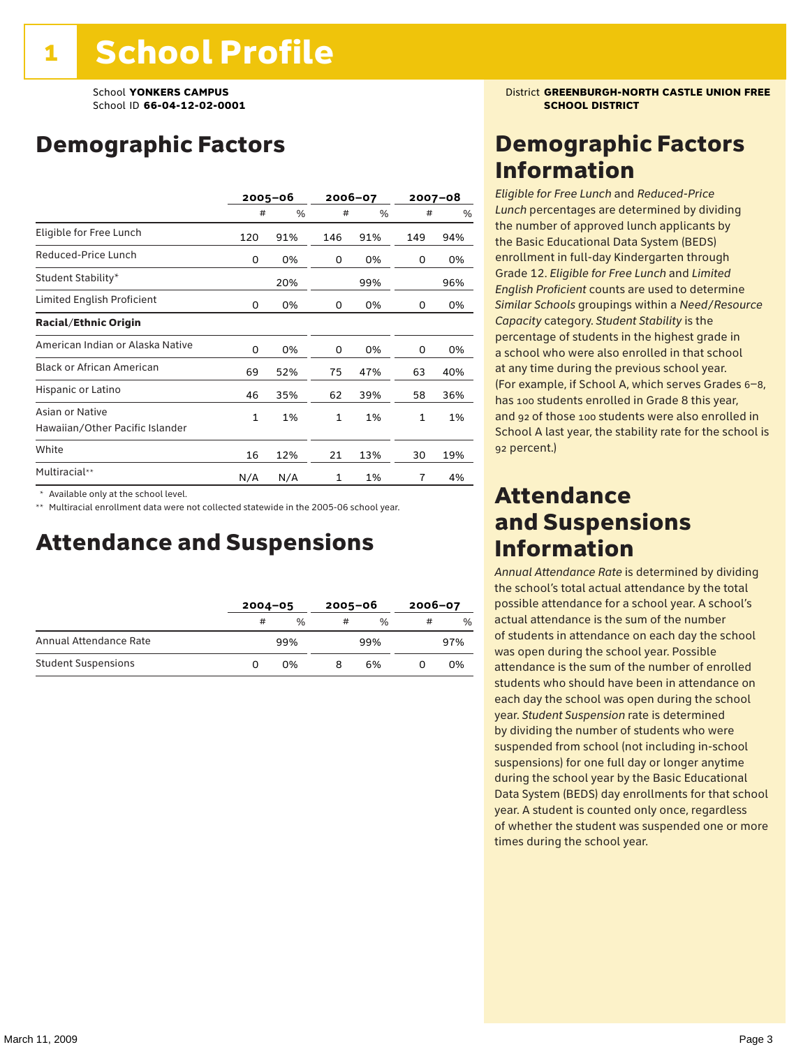# 1 School Profile

School **YONKERS CAMPUS**
School ID **66-04-12-02-0001**

District **GREENBURGH-NORTH CASTLE UNION FREE SCHOOL DISTRICT**

## Demographic Factors

| | 2005–06 | | 2006–07 | | 2007–08 | |
|---|---|---|---|---|---|---|
| | # | % | # | % | # | % |
| Eligible for Free Lunch | 120 | 91% | 146 | 91% | 149 | 94% |
| Reduced-Price Lunch | 0 | 0% | 0 | 0% | 0 | 0% |
| Student Stability* | | 20% | | 99% | | 96% |
| Limited English Proficient | 0 | 0% | 0 | 0% | 0 | 0% |
| **Racial/Ethnic Origin** | | | | | | |
| American Indian or Alaska Native | 0 | 0% | 0 | 0% | 0 | 0% |
| Black or African American | 69 | 52% | 75 | 47% | 63 | 40% |
| Hispanic or Latino | 46 | 35% | 62 | 39% | 58 | 36% |
| Asian or Native Hawaiian/Other Pacific Islander | 1 | 1% | 1 | 1% | 1 | 1% |
| White | 16 | 12% | 21 | 13% | 30 | 19% |
| Multiracial** | N/A | N/A | 1 | 1% | 7 | 4% |

\* Available only at the school level.

\*\* Multiracial enrollment data were not collected statewide in the 2005-06 school year.

## Attendance and Suspensions

| | 2004–05 | | 2005–06 | | 2006–07 | |
|---|---|---|---|---|---|---|
| | # | % | # | % | # | % |
| Annual Attendance Rate | | 99% | | 99% | | 97% |
| Student Suspensions | 0 | 0% | 8 | 6% | 0 | 0% |

## Demographic Factors Information

*Eligible for Free Lunch* and *Reduced-Price Lunch* percentages are determined by dividing the number of approved lunch applicants by the Basic Educational Data System (BEDS) enrollment in full-day Kindergarten through Grade 12. *Eligible for Free Lunch* and *Limited English Proficient* counts are used to determine *Similar Schools* groupings within a *Need/Resource Capacity* category. *Student Stability* is the percentage of students in the highest grade in a school who were also enrolled in that school at any time during the previous school year. (For example, if School A, which serves Grades 6–8, has 100 students enrolled in Grade 8 this year, and 92 of those 100 students were also enrolled in School A last year, the stability rate for the school is 92 percent.)

## Attendance and Suspensions Information

*Annual Attendance Rate* is determined by dividing the school's total actual attendance by the total possible attendance for a school year. A school's actual attendance is the sum of the number of students in attendance on each day the school was open during the school year. Possible attendance is the sum of the number of enrolled students who should have been in attendance on each day the school was open during the school year. *Student Suspension* rate is determined by dividing the number of students who were suspended from school (not including in-school suspensions) for one full day or longer anytime during the school year by the Basic Educational Data System (BEDS) day enrollments for that school year. A student is counted only once, regardless of whether the student was suspended one or more times during the school year.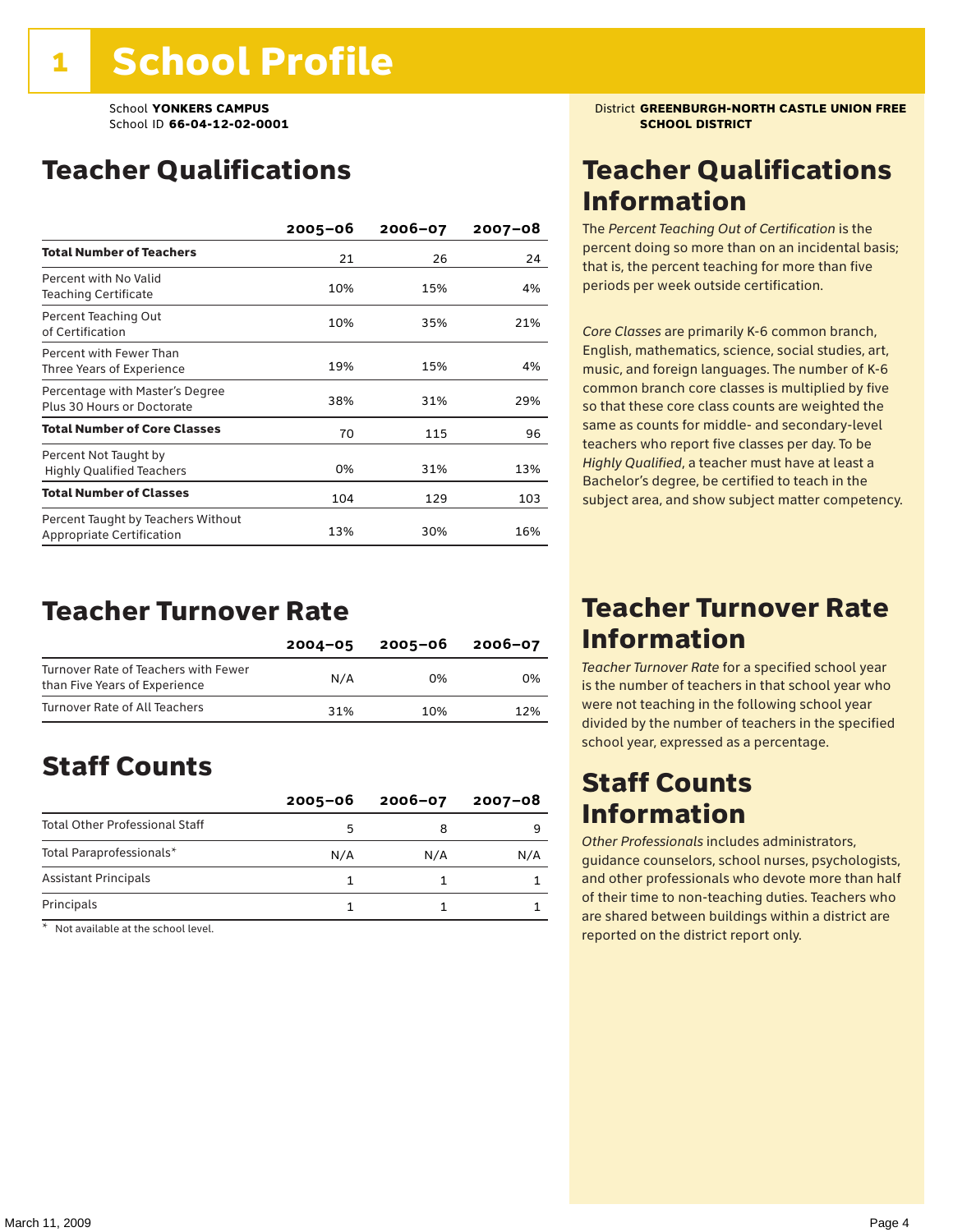# 1 School Profile

School **YONKERS CAMPUS**
School ID **66-04-12-02-0001**

District **GREENBURGH-NORTH CASTLE UNION FREE SCHOOL DISTRICT**

## Teacher Qualifications

| | 2005–06 | 2006–07 | 2007–08 |
|---|---|---|---|
| **Total Number of Teachers** | 21 | 26 | 24 |
| Percent with No Valid Teaching Certificate | 10% | 15% | 4% |
| Percent Teaching Out of Certification | 10% | 35% | 21% |
| Percent with Fewer Than Three Years of Experience | 19% | 15% | 4% |
| Percentage with Master's Degree Plus 30 Hours or Doctorate | 38% | 31% | 29% |
| **Total Number of Core Classes** | 70 | 115 | 96 |
| Percent Not Taught by Highly Qualified Teachers | 0% | 31% | 13% |
| **Total Number of Classes** | 104 | 129 | 103 |
| Percent Taught by Teachers Without Appropriate Certification | 13% | 30% | 16% |

## Teacher Qualifications Information

The *Percent Teaching Out of Certification* is the percent doing so more than on an incidental basis; that is, the percent teaching for more than five periods per week outside certification.

*Core Classes* are primarily K-6 common branch, English, mathematics, science, social studies, art, music, and foreign languages. The number of K-6 common branch core classes is multiplied by five so that these core class counts are weighted the same as counts for middle- and secondary-level teachers who report five classes per day. To be *Highly Qualified*, a teacher must have at least a Bachelor's degree, be certified to teach in the subject area, and show subject matter competency.

## Teacher Turnover Rate

| | 2004–05 | 2005–06 | 2006–07 |
|---|---|---|---|
| Turnover Rate of Teachers with Fewer than Five Years of Experience | N/A | 0% | 0% |
| Turnover Rate of All Teachers | 31% | 10% | 12% |

## Teacher Turnover Rate Information

*Teacher Turnover Rate* for a specified school year is the number of teachers in that school year who were not teaching in the following school year divided by the number of teachers in the specified school year, expressed as a percentage.

## Staff Counts

| | 2005–06 | 2006–07 | 2007–08 |
|---|---|---|---|
| Total Other Professional Staff | 5 | 8 | 9 |
| Total Paraprofessionals* | N/A | N/A | N/A |
| Assistant Principals | 1 | 1 | 1 |
| Principals | 1 | 1 | 1 |

* Not available at the school level.

## Staff Counts Information

*Other Professionals* includes administrators, guidance counselors, school nurses, psychologists, and other professionals who devote more than half of their time to non-teaching duties. Teachers who are shared between buildings within a district are reported on the district report only.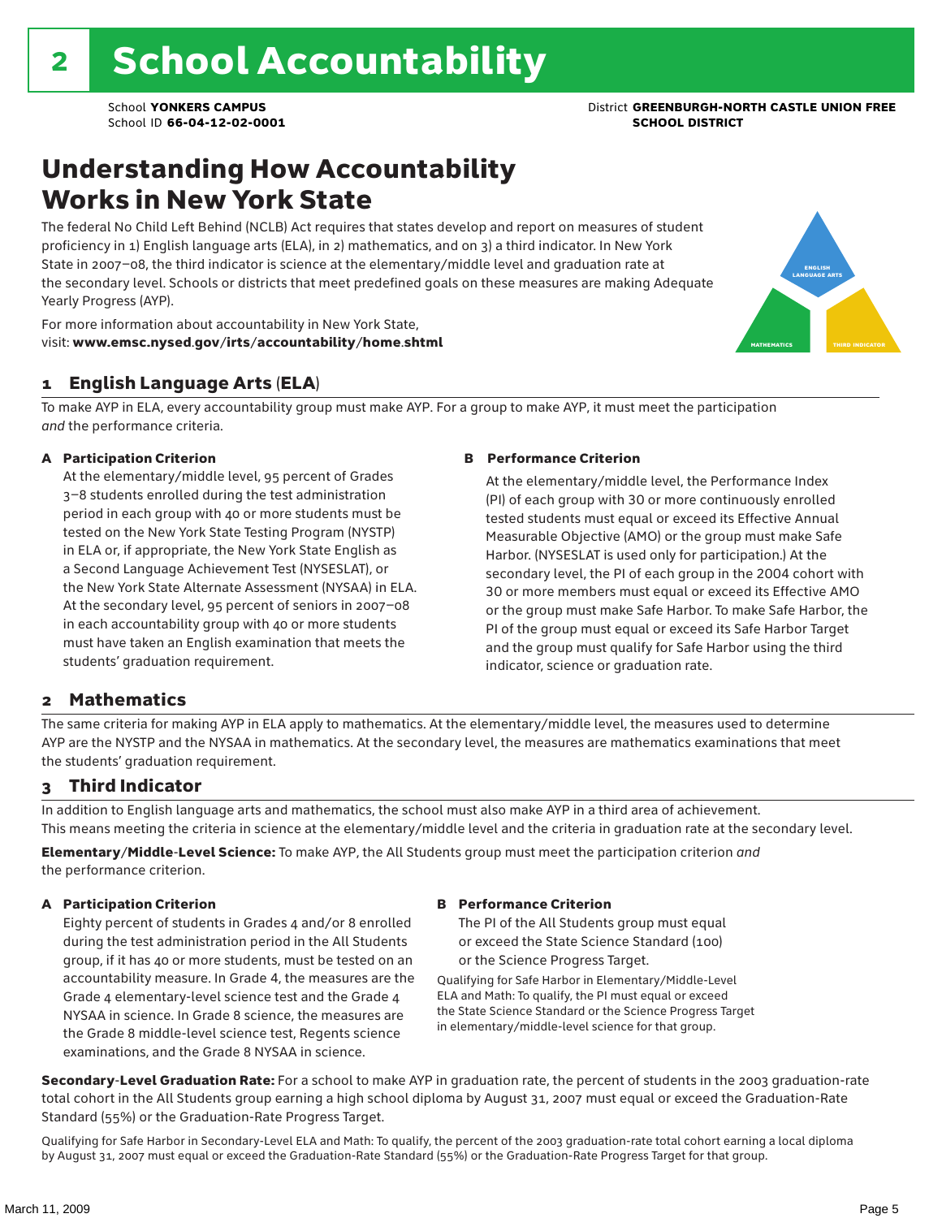# 2 School Accountability

School **YONKERS CAMPUS**
School ID **66-04-12-02-0001**

District **GREENBURGH-NORTH CASTLE UNION FREE SCHOOL DISTRICT**

## Understanding How Accountability Works in New York State

The federal No Child Left Behind (NCLB) Act requires that states develop and report on measures of student proficiency in 1) English language arts (ELA), in 2) mathematics, and on 3) a third indicator. In New York State in 2007–08, the third indicator is science at the elementary/middle level and graduation rate at the secondary level. Schools or districts that meet predefined goals on these measures are making Adequate Yearly Progress (AYP).

For more information about accountability in New York State, visit: **www.emsc.nysed.gov/irts/accountability/home.shtml**

ENGLISH LANGUAGE ARTS

MATHEMATICS

THIRD INDICATOR

### 1 English Language Arts (ELA)

To make AYP in ELA, every accountability group must make AYP. For a group to make AYP, it must meet the participation *and* the performance criteria.

**A Participation Criterion**

At the elementary/middle level, 95 percent of Grades 3–8 students enrolled during the test administration period in each group with 40 or more students must be tested on the New York State Testing Program (NYSTP) in ELA or, if appropriate, the New York State English as a Second Language Achievement Test (NYSESLAT), or the New York State Alternate Assessment (NYSAA) in ELA. At the secondary level, 95 percent of seniors in 2007–08 in each accountability group with 40 or more students must have taken an English examination that meets the students' graduation requirement.

**B Performance Criterion**

At the elementary/middle level, the Performance Index (PI) of each group with 30 or more continuously enrolled tested students must equal or exceed its Effective Annual Measurable Objective (AMO) or the group must make Safe Harbor. (NYSESLAT is used only for participation.) At the secondary level, the PI of each group in the 2004 cohort with 30 or more members must equal or exceed its Effective AMO or the group must make Safe Harbor. To make Safe Harbor, the PI of the group must equal or exceed its Safe Harbor Target and the group must qualify for Safe Harbor using the third indicator, science or graduation rate.

### 2 Mathematics

The same criteria for making AYP in ELA apply to mathematics. At the elementary/middle level, the measures used to determine AYP are the NYSTP and the NYSAA in mathematics. At the secondary level, the measures are mathematics examinations that meet the students' graduation requirement.

### 3 Third Indicator

In addition to English language arts and mathematics, the school must also make AYP in a third area of achievement. This means meeting the criteria in science at the elementary/middle level and the criteria in graduation rate at the secondary level.

**Elementary/Middle-Level Science:** To make AYP, the All Students group must meet the participation criterion *and* the performance criterion.

**A Participation Criterion**

Eighty percent of students in Grades 4 and/or 8 enrolled during the test administration period in the All Students group, if it has 40 or more students, must be tested on an accountability measure. In Grade 4, the measures are the Grade 4 elementary-level science test and the Grade 4 NYSAA in science. In Grade 8 science, the measures are the Grade 8 middle-level science test, Regents science examinations, and the Grade 8 NYSAA in science.

**B Performance Criterion**

The PI of the All Students group must equal or exceed the State Science Standard (100) or the Science Progress Target.

Qualifying for Safe Harbor in Elementary/Middle-Level ELA and Math: To qualify, the PI must equal or exceed the State Science Standard or the Science Progress Target in elementary/middle-level science for that group.

**Secondary-Level Graduation Rate:** For a school to make AYP in graduation rate, the percent of students in the 2003 graduation-rate total cohort in the All Students group earning a high school diploma by August 31, 2007 must equal or exceed the Graduation-Rate Standard (55%) or the Graduation-Rate Progress Target.

Qualifying for Safe Harbor in Secondary-Level ELA and Math: To qualify, the percent of the 2003 graduation-rate total cohort earning a local diploma by August 31, 2007 must equal or exceed the Graduation-Rate Standard (55%) or the Graduation-Rate Progress Target for that group.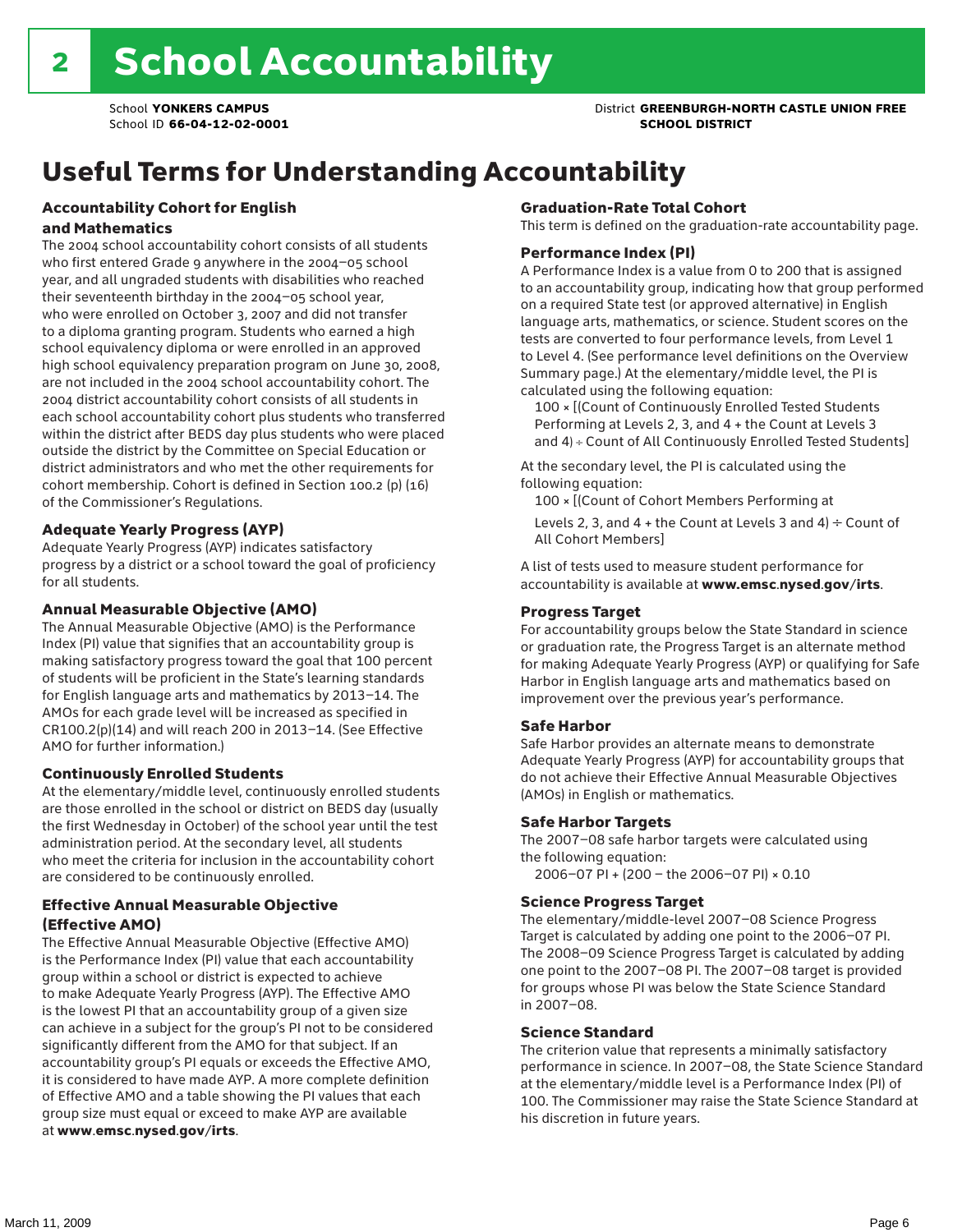# 2 School Accountability

School **YONKERS CAMPUS**
School ID **66-04-12-02-0001**

District **GREENBURGH-NORTH CASTLE UNION FREE SCHOOL DISTRICT**

## Useful Terms for Understanding Accountability

### Accountability Cohort for English and Mathematics

The 2004 school accountability cohort consists of all students who first entered Grade 9 anywhere in the 2004–05 school year, and all ungraded students with disabilities who reached their seventeenth birthday in the 2004–05 school year, who were enrolled on October 3, 2007 and did not transfer to a diploma granting program. Students who earned a high school equivalency diploma or were enrolled in an approved high school equivalency preparation program on June 30, 2008, are not included in the 2004 school accountability cohort. The 2004 district accountability cohort consists of all students in each school accountability cohort plus students who transferred within the district after BEDS day plus students who were placed outside the district by the Committee on Special Education or district administrators and who met the other requirements for cohort membership. Cohort is defined in Section 100.2 (p) (16) of the Commissioner's Regulations.

### Adequate Yearly Progress (AYP)

Adequate Yearly Progress (AYP) indicates satisfactory progress by a district or a school toward the goal of proficiency for all students.

### Annual Measurable Objective (AMO)

The Annual Measurable Objective (AMO) is the Performance Index (PI) value that signifies that an accountability group is making satisfactory progress toward the goal that 100 percent of students will be proficient in the State's learning standards for English language arts and mathematics by 2013–14. The AMOs for each grade level will be increased as specified in CR100.2(p)(14) and will reach 200 in 2013–14. (See Effective AMO for further information.)

### Continuously Enrolled Students

At the elementary/middle level, continuously enrolled students are those enrolled in the school or district on BEDS day (usually the first Wednesday in October) of the school year until the test administration period. At the secondary level, all students who meet the criteria for inclusion in the accountability cohort are considered to be continuously enrolled.

### Effective Annual Measurable Objective (Effective AMO)

The Effective Annual Measurable Objective (Effective AMO) is the Performance Index (PI) value that each accountability group within a school or district is expected to achieve to make Adequate Yearly Progress (AYP). The Effective AMO is the lowest PI that an accountability group of a given size can achieve in a subject for the group's PI not to be considered significantly different from the AMO for that subject. If an accountability group's PI equals or exceeds the Effective AMO, it is considered to have made AYP. A more complete definition of Effective AMO and a table showing the PI values that each group size must equal or exceed to make AYP are available at **www.emsc.nysed.gov/irts**.

### Graduation-Rate Total Cohort

This term is defined on the graduation-rate accountability page.

### Performance Index (PI)

A Performance Index is a value from 0 to 200 that is assigned to an accountability group, indicating how that group performed on a required State test (or approved alternative) in English language arts, mathematics, or science. Student scores on the tests are converted to four performance levels, from Level 1 to Level 4. (See performance level definitions on the Overview Summary page.) At the elementary/middle level, the PI is calculated using the following equation:

100 × [(Count of Continuously Enrolled Tested Students Performing at Levels 2, 3, and 4 + the Count at Levels 3 and 4) ÷ Count of All Continuously Enrolled Tested Students]

At the secondary level, the PI is calculated using the following equation:

100 × [(Count of Cohort Members Performing at Levels 2, 3, and 4 + the Count at Levels 3 and 4) ÷ Count of All Cohort Members]

A list of tests used to measure student performance for accountability is available at **www.emsc.nysed.gov/irts**.

### Progress Target

For accountability groups below the State Standard in science or graduation rate, the Progress Target is an alternate method for making Adequate Yearly Progress (AYP) or qualifying for Safe Harbor in English language arts and mathematics based on improvement over the previous year's performance.

### Safe Harbor

Safe Harbor provides an alternate means to demonstrate Adequate Yearly Progress (AYP) for accountability groups that do not achieve their Effective Annual Measurable Objectives (AMOs) in English or mathematics.

### Safe Harbor Targets

The 2007–08 safe harbor targets were calculated using the following equation:

2006–07 PI + (200 – the 2006–07 PI) × 0.10

### Science Progress Target

The elementary/middle-level 2007–08 Science Progress Target is calculated by adding one point to the 2006–07 PI. The 2008–09 Science Progress Target is calculated by adding one point to the 2007–08 PI. The 2007–08 target is provided for groups whose PI was below the State Science Standard in 2007–08.

### Science Standard

The criterion value that represents a minimally satisfactory performance in science. In 2007–08, the State Science Standard at the elementary/middle level is a Performance Index (PI) of 100. The Commissioner may raise the State Science Standard at his discretion in future years.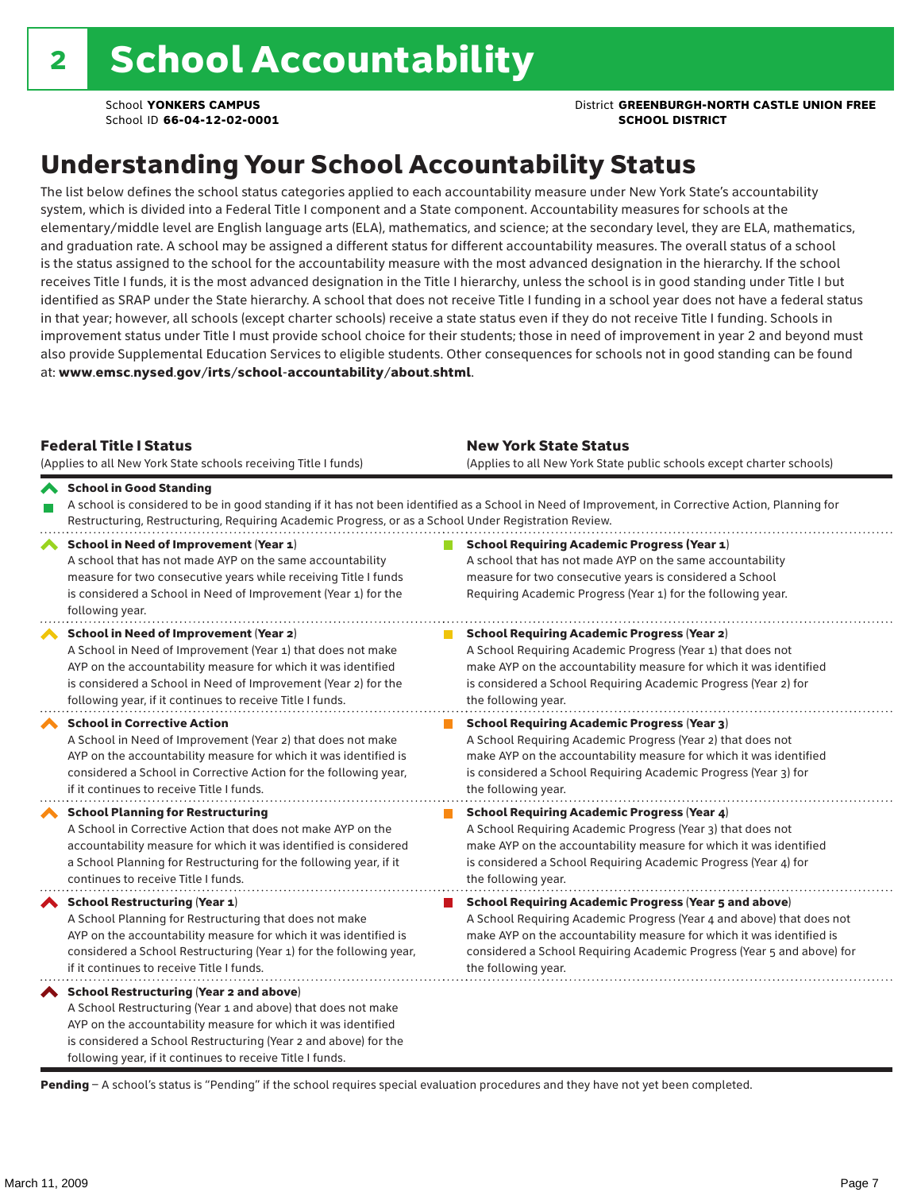# 2 School Accountability

School **YONKERS CAMPUS**
School ID **66-04-12-02-0001**

District **GREENBURGH-NORTH CASTLE UNION FREE SCHOOL DISTRICT**

## Understanding Your School Accountability Status

The list below defines the school status categories applied to each accountability measure under New York State's accountability system, which is divided into a Federal Title I component and a State component. Accountability measures for schools at the elementary/middle level are English language arts (ELA), mathematics, and science; at the secondary level, they are ELA, mathematics, and graduation rate. A school may be assigned a different status for different accountability measures. The overall status of a school is the status assigned to the school for the accountability measure with the most advanced designation in the hierarchy. If the school receives Title I funds, it is the most advanced designation in the Title I hierarchy, unless the school is in good standing under Title I but identified as SRAP under the State hierarchy. A school that does not receive Title I funding in a school year does not have a federal status in that year; however, all schools (except charter schools) receive a state status even if they do not receive Title I funding. Schools in improvement status under Title I must provide school choice for their students; those in need of improvement in year 2 and beyond must also provide Supplemental Education Services to eligible students. Other consequences for schools not in good standing can be found at: **www.emsc.nysed.gov/irts/school-accountability/about.shtml**.

| **Federal Title I Status** (Applies to all New York State schools receiving Title I funds) | **New York State Status** (Applies to all New York State public schools except charter schools) |
|---|---|
| **School in Good Standing** A school is considered to be in good standing if it has not been identified as a School in Need of Improvement, in Corrective Action, Planning for Restructuring, Restructuring, Requiring Academic Progress, or as a School Under Registration Review. | |
| **School in Need of Improvement (Year 1)** A school that has not made AYP on the same accountability measure for two consecutive years while receiving Title I funds is considered a School in Need of Improvement (Year 1) for the following year. | **School Requiring Academic Progress (Year 1)** A school that has not made AYP on the same accountability measure for two consecutive years is considered a School Requiring Academic Progress (Year 1) for the following year. |
| **School in Need of Improvement (Year 2)** A School in Need of Improvement (Year 1) that does not make AYP on the accountability measure for which it was identified is considered a School in Need of Improvement (Year 2) for the following year, if it continues to receive Title I funds. | **School Requiring Academic Progress (Year 2)** A School Requiring Academic Progress (Year 1) that does not make AYP on the accountability measure for which it was identified is considered a School Requiring Academic Progress (Year 2) for the following year. |
| **School in Corrective Action** A School in Need of Improvement (Year 2) that does not make AYP on the accountability measure for which it was identified is considered a School in Corrective Action for the following year, if it continues to receive Title I funds. | **School Requiring Academic Progress (Year 3)** A School Requiring Academic Progress (Year 2) that does not make AYP on the accountability measure for which it was identified is considered a School Requiring Academic Progress (Year 3) for the following year. |
| **School Planning for Restructuring** A School in Corrective Action that does not make AYP on the accountability measure for which it was identified is considered a School Planning for Restructuring for the following year, if it continues to receive Title I funds. | **School Requiring Academic Progress (Year 4)** A School Requiring Academic Progress (Year 3) that does not make AYP on the accountability measure for which it was identified is considered a School Requiring Academic Progress (Year 4) for the following year. |
| **School Restructuring (Year 1)** A School Planning for Restructuring that does not make AYP on the accountability measure for which it was identified is considered a School Restructuring (Year 1) for the following year, if it continues to receive Title I funds. | **School Requiring Academic Progress (Year 5 and above)** A School Requiring Academic Progress (Year 4 and above) that does not make AYP on the accountability measure for which it was identified is considered a School Requiring Academic Progress (Year 5 and above) for the following year. |
| **School Restructuring (Year 2 and above)** A School Restructuring (Year 1 and above) that does not make AYP on the accountability measure for which it was identified is considered a School Restructuring (Year 2 and above) for the following year, if it continues to receive Title I funds. | |

**Pending** – A school's status is "Pending" if the school requires special evaluation procedures and they have not yet been completed.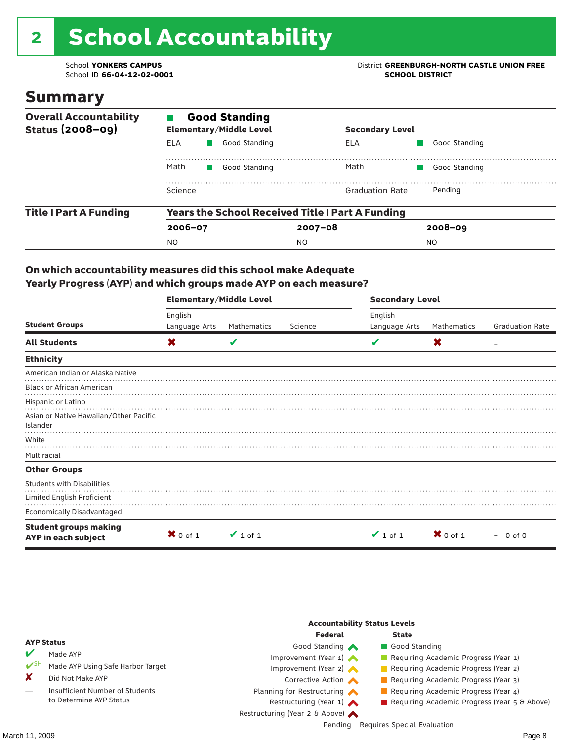# 2 School Accountability

School **YONKERS CAMPUS**
School ID **66-04-12-02-0001**

District **GREENBURGH-NORTH CASTLE UNION FREE SCHOOL DISTRICT**

## Summary

| Overall Accountability Status (2008–09) | Good Standing | | | |
|---|---|---|---|---|
| | **Elementary/Middle Level** | | **Secondary Level** | |
| | ELA | Good Standing | ELA | Good Standing |
| | Math | Good Standing | Math | Good Standing |
| | Science | | Graduation Rate | Pending |

| Title I Part A Funding | Years the School Received Title I Part A Funding | | |
|---|---|---|---|
| | **2006–07** | **2007–08** | **2008–09** |
| | NO | NO | NO |

**On which accountability measures did this school make Adequate Yearly Progress (AYP) and which groups made AYP on each measure?**

| Student Groups | Elementary/Middle Level: English Language Arts | Elementary/Middle Level: Mathematics | Elementary/Middle Level: Science | Secondary Level: English Language Arts | Secondary Level: Mathematics | Secondary Level: Graduation Rate |
|---|---|---|---|---|---|---|
| **All Students** | ✘ | ✔ | | ✔ | ✘ | – |
| **Ethnicity** | | | | | | |
| American Indian or Alaska Native | | | | | | |
| Black or African American | | | | | | |
| Hispanic or Latino | | | | | | |
| Asian or Native Hawaiian/Other Pacific Islander | | | | | | |
| White | | | | | | |
| Multiracial | | | | | | |
| **Other Groups** | | | | | | |
| Students with Disabilities | | | | | | |
| Limited English Proficient | | | | | | |
| Economically Disadvantaged | | | | | | |
| **Student groups making AYP in each subject** | ✘ 0 of 1 | ✔ 1 of 1 | | ✔ 1 of 1 | ✘ 0 of 1 | – 0 of 0 |

**AYP Status**

- ✔ Made AYP
- ✔SH Made AYP Using Safe Harbor Target
- ✘ Did Not Make AYP
- — Insufficient Number of Students to Determine AYP Status

**Accountability Status Levels**

| Federal | State |
|---|---|
| Good Standing | Good Standing |
| Improvement (Year 1) | Requiring Academic Progress (Year 1) |
| Improvement (Year 2) | Requiring Academic Progress (Year 2) |
| Corrective Action | Requiring Academic Progress (Year 3) |
| Planning for Restructuring | Requiring Academic Progress (Year 4) |
| Restructuring (Year 1) | Requiring Academic Progress (Year 5 & Above) |
| Restructuring (Year 2 & Above) | |

Pending – Requires Special Evaluation

March 11, 2009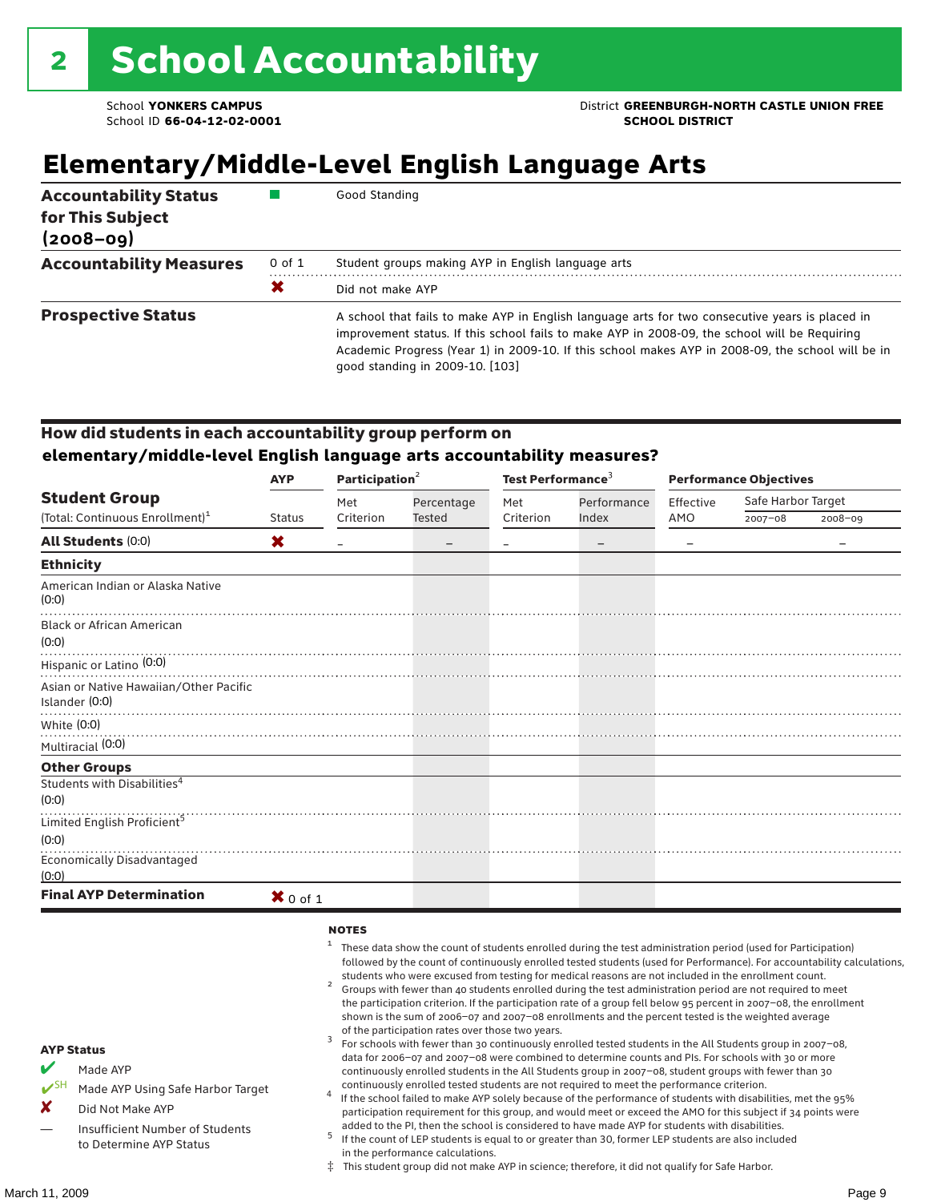# 2 School Accountability

School **YONKERS CAMPUS**
School ID **66-04-12-02-0001**

District **GREENBURGH-NORTH CASTLE UNION FREE SCHOOL DISTRICT**

## Elementary/Middle-Level English Language Arts

| | | |
|---|---|---|
| **Accountability Status for This Subject (2008–09)** | ■ | Good Standing |
| **Accountability Measures** | 0 of 1 | Student groups making AYP in English language arts |
| | ✘ | Did not make AYP |
| **Prospective Status** | | A school that fails to make AYP in English language arts for two consecutive years is placed in improvement status. If this school fails to make AYP in 2008-09, the school will be Requiring Academic Progress (Year 1) in 2009-10. If this school makes AYP in 2008-09, the school will be in good standing in 2009-10. [103] |

### How did students in each accountability group perform on elementary/middle-level English language arts accountability measures?

| Student Group (Total: Continuous Enrollment)[1] | AYP Status | Participation[2] Met Criterion | Percentage Tested | Test Performance[3] Met Criterion | Performance Index | Performance Objectives Effective AMO | Safe Harbor Target 2007–08 | Safe Harbor Target 2008–09 |
|---|---|---|---|---|---|---|---|---|
| **All Students** (0:0) | ✘ | – | – | – | – | – | | – |
| **Ethnicity** | | | | | | | | |
| American Indian or Alaska Native (0:0) | | | | | | | | |
| Black or African American (0:0) | | | | | | | | |
| Hispanic or Latino (0:0) | | | | | | | | |
| Asian or Native Hawaiian/Other Pacific Islander (0:0) | | | | | | | | |
| White (0:0) | | | | | | | | |
| Multiracial (0:0) | | | | | | | | |
| **Other Groups** | | | | | | | | |
| Students with Disabilities[4] (0:0) | | | | | | | | |
| Limited English Proficient[5] (0:0) | | | | | | | | |
| Economically Disadvantaged (0:0) | | | | | | | | |
| **Final AYP Determination** | ✘ 0 of 1 | | | | | | | |

**AYP Status**

- ✔ Made AYP
- ✔SH Made AYP Using Safe Harbor Target
- ✘ Did Not Make AYP
- — Insufficient Number of Students to Determine AYP Status

**NOTES**

1. These data show the count of students enrolled during the test administration period (used for Participation) followed by the count of continuously enrolled tested students (used for Performance). For accountability calculations, students who were excused from testing for medical reasons are not included in the enrollment count.
2. Groups with fewer than 40 students enrolled during the test administration period are not required to meet the participation criterion. If the participation rate of a group fell below 95 percent in 2007–08, the enrollment shown is the sum of 2006–07 and 2007–08 enrollments and the percent tested is the weighted average of the participation rates over those two years.
3. For schools with fewer than 30 continuously enrolled tested students in the All Students group in 2007–08, data for 2006–07 and 2007–08 were combined to determine counts and PIs. For schools with 30 or more continuously enrolled students in the All Students group in 2007–08, student groups with fewer than 30 continuously enrolled tested students are not required to meet the performance criterion.
4. If the school failed to make AYP solely because of the performance of students with disabilities, met the 95% participation requirement for this group, and would meet or exceed the AMO for this subject if 34 points were added to the PI, then the school is considered to have made AYP for students with disabilities.
5. If the count of LEP students is equal to or greater than 30, former LEP students are also included in the performance calculations.

‡ This student group did not make AYP in science; therefore, it did not qualify for Safe Harbor.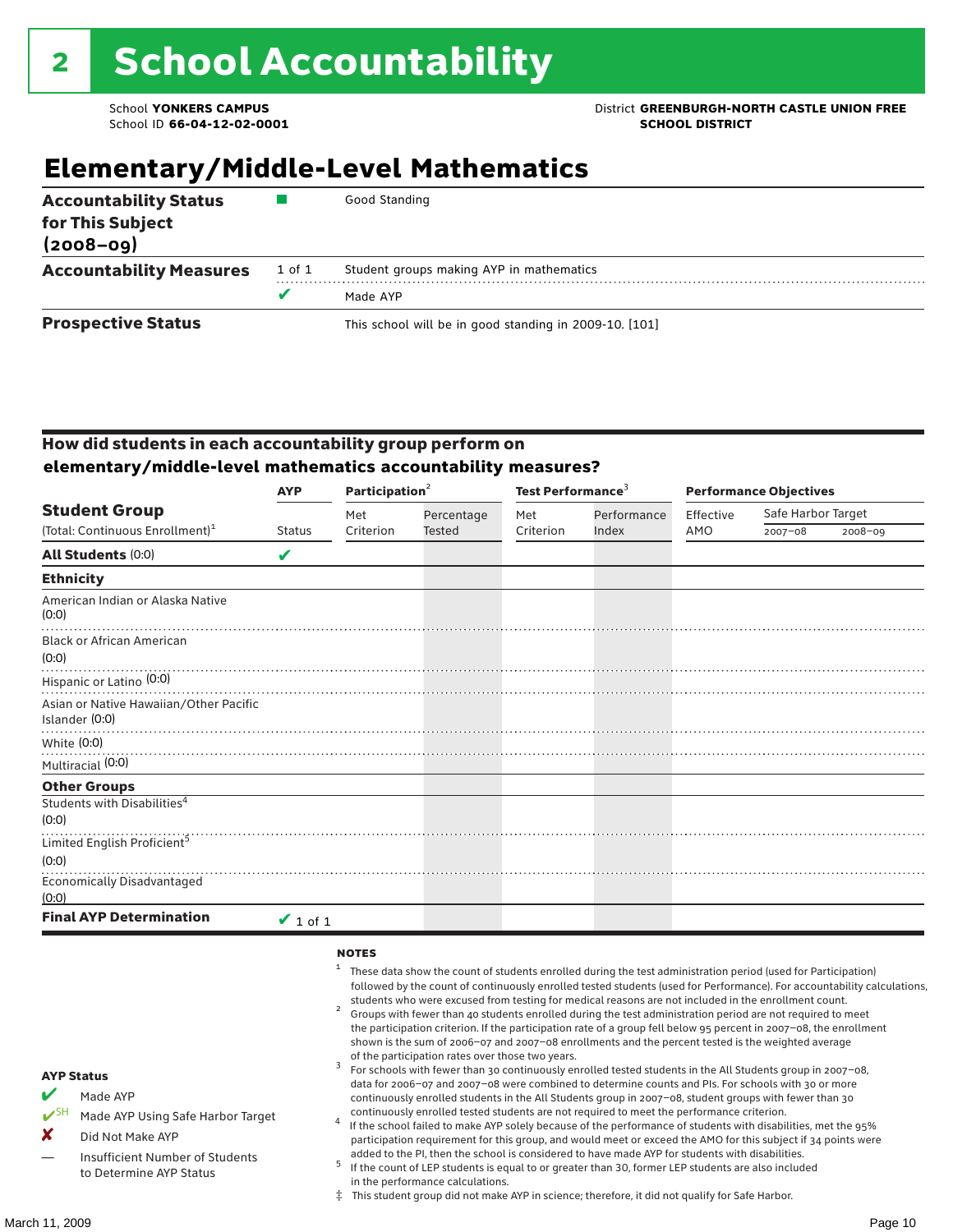# 2 School Accountability

School **YONKERS CAMPUS**
School ID **66-04-12-02-0001**

District **GREENBURGH-NORTH CASTLE UNION FREE SCHOOL DISTRICT**

## Elementary/Middle-Level Mathematics

| | | |
|---|---|---|
| **Accountability Status for This Subject (2008–09)** | ■ | Good Standing |
| **Accountability Measures** | 1 of 1 | Student groups making AYP in mathematics |
| | ✔ | Made AYP |
| **Prospective Status** | | This school will be in good standing in 2009-10. [101] |

### How did students in each accountability group perform on elementary/middle-level mathematics accountability measures?

| Student Group (Total: Continuous Enrollment)[1] | AYP Status | Participation[2] Met Criterion | Participation[2] Percentage Tested | Test Performance[3] Met Criterion | Test Performance[3] Performance Index | Performance Objectives Effective AMO | Safe Harbor Target 2007–08 | Safe Harbor Target 2008–09 |
|---|---|---|---|---|---|---|---|---|
| **All Students** (0:0) | ✔ | | | | | | | |
| **Ethnicity** | | | | | | | | |
| American Indian or Alaska Native (0:0) | | | | | | | | |
| Black or African American (0:0) | | | | | | | | |
| Hispanic or Latino (0:0) | | | | | | | | |
| Asian or Native Hawaiian/Other Pacific Islander (0:0) | | | | | | | | |
| White (0:0) | | | | | | | | |
| Multiracial (0:0) | | | | | | | | |
| **Other Groups** | | | | | | | | |
| Students with Disabilities[4] (0:0) | | | | | | | | |
| Limited English Proficient[5] (0:0) | | | | | | | | |
| Economically Disadvantaged (0:0) | | | | | | | | |
| **Final AYP Determination** | ✔ 1 of 1 | | | | | | | |

**AYP Status**

- ✔ Made AYP
- ✔SH Made AYP Using Safe Harbor Target
- ✘ Did Not Make AYP
- — Insufficient Number of Students to Determine AYP Status

**NOTES**

1. These data show the count of students enrolled during the test administration period (used for Participation) followed by the count of continuously enrolled tested students (used for Performance). For accountability calculations, students who were excused from testing for medical reasons are not included in the enrollment count.
2. Groups with fewer than 40 students enrolled during the test administration period are not required to meet the participation criterion. If the participation rate of a group fell below 95 percent in 2007–08, the enrollment shown is the sum of 2006–07 and 2007–08 enrollments and the percent tested is the weighted average of the participation rates over those two years.
3. For schools with fewer than 30 continuously enrolled tested students in the All Students group in 2007–08, data for 2006–07 and 2007–08 were combined to determine counts and PIs. For schools with 30 or more continuously enrolled students in the All Students group in 2007–08, student groups with fewer than 30 continuously enrolled tested students are not required to meet the performance criterion.
4. If the school failed to make AYP solely because of the performance of students with disabilities, met the 95% participation requirement for this group, and would meet or exceed the AMO for this subject if 34 points were added to the PI, then the school is considered to have made AYP for students with disabilities.
5. If the count of LEP students is equal to or greater than 30, former LEP students are also included in the performance calculations.

‡ This student group did not make AYP in science; therefore, it did not qualify for Safe Harbor.

March 11, 2009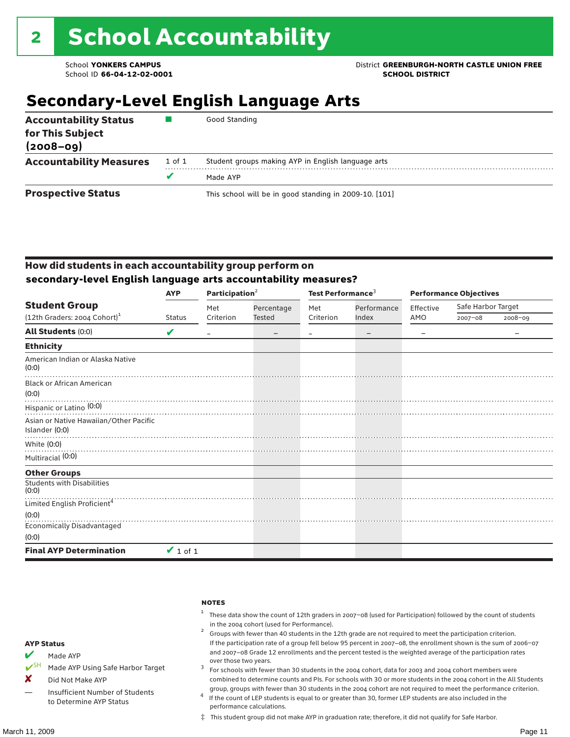# 2 School Accountability

School **YONKERS CAMPUS**
School ID **66-04-12-02-0001**

District **GREENBURGH-NORTH CASTLE UNION FREE SCHOOL DISTRICT**

## Secondary-Level English Language Arts

| | | |
|---|---|---|
| **Accountability Status for This Subject (2008–09)** | ■ | Good Standing |
| **Accountability Measures** | 1 of 1 | Student groups making AYP in English language arts |
| | ✔ | Made AYP |
| **Prospective Status** | | This school will be in good standing in 2009-10. [101] |

### How did students in each accountability group perform on secondary-level English language arts accountability measures?

| Student Group (12th Graders: 2004 Cohort)[1] | AYP Status | Participation[2] Met Criterion | Participation[2] Percentage Tested | Test Performance[3] Met Criterion | Test Performance[3] Performance Index | Performance Objectives Effective AMO | Safe Harbor Target 2007–08 | Safe Harbor Target 2008–09 |
|---|---|---|---|---|---|---|---|---|
| **All Students** (0:0) | ✔ | – | – | – | – | – | | – |
| **Ethnicity** | | | | | | | | |
| American Indian or Alaska Native (0:0) | | | | | | | | |
| Black or African American (0:0) | | | | | | | | |
| Hispanic or Latino (0:0) | | | | | | | | |
| Asian or Native Hawaiian/Other Pacific Islander (0:0) | | | | | | | | |
| White (0:0) | | | | | | | | |
| Multiracial (0:0) | | | | | | | | |
| **Other Groups** | | | | | | | | |
| Students with Disabilities (0:0) | | | | | | | | |
| Limited English Proficient[4] (0:0) | | | | | | | | |
| Economically Disadvantaged (0:0) | | | | | | | | |
| **Final AYP Determination** | ✔ 1 of 1 | | | | | | | |

**AYP Status**

- ✔ Made AYP
- ✔SH Made AYP Using Safe Harbor Target
- ✘ Did Not Make AYP
- — Insufficient Number of Students to Determine AYP Status

**NOTES**

1. These data show the count of 12th graders in 2007–08 (used for Participation) followed by the count of students in the 2004 cohort (used for Performance).
2. Groups with fewer than 40 students in the 12th grade are not required to meet the participation criterion. If the participation rate of a group fell below 95 percent in 2007–08, the enrollment shown is the sum of 2006–07 and 2007–08 Grade 12 enrollments and the percent tested is the weighted average of the participation rates over those two years.
3. For schools with fewer than 30 students in the 2004 cohort, data for 2003 and 2004 cohort members were combined to determine counts and PIs. For schools with 30 or more students in the 2004 cohort in the All Students group, groups with fewer than 30 students in the 2004 cohort are not required to meet the performance criterion.
4. If the count of LEP students is equal to or greater than 30, former LEP students are also included in the performance calculations.

‡ This student group did not make AYP in graduation rate; therefore, it did not qualify for Safe Harbor.

March 11, 2009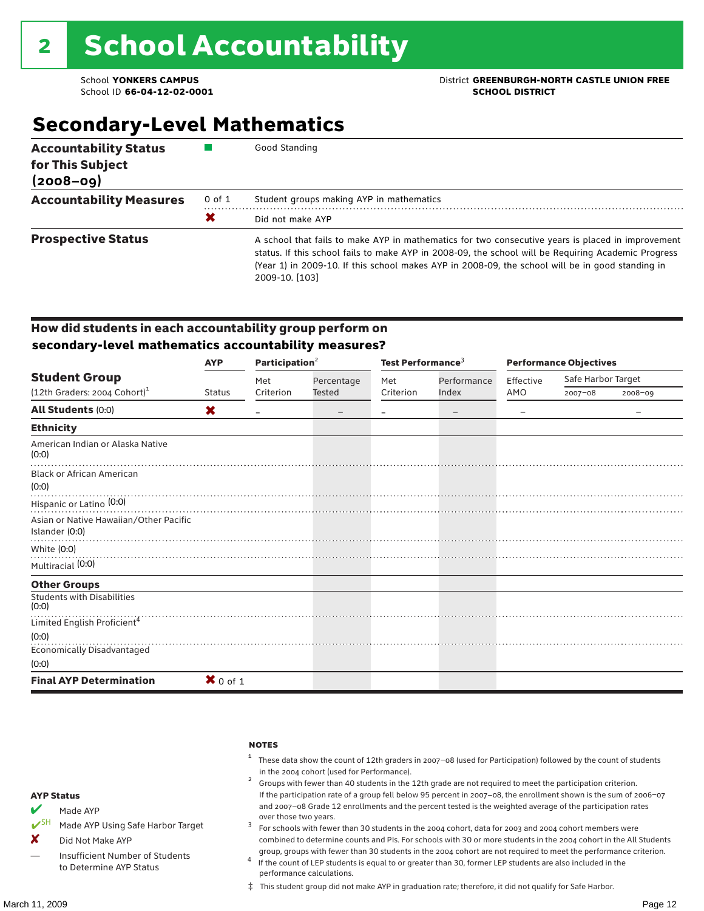# 2 School Accountability

School **YONKERS CAMPUS**
School ID **66-04-12-02-0001**

District **GREENBURGH-NORTH CASTLE UNION FREE SCHOOL DISTRICT**

## Secondary-Level Mathematics

| | | |
|---|---|---|
| **Accountability Status for This Subject (2008–09)** | ■ | Good Standing |
| **Accountability Measures** | 0 of 1 | Student groups making AYP in mathematics |
| | ✘ | Did not make AYP |
| **Prospective Status** | | A school that fails to make AYP in mathematics for two consecutive years is placed in improvement status. If this school fails to make AYP in 2008-09, the school will be Requiring Academic Progress (Year 1) in 2009-10. If this school makes AYP in 2008-09, the school will be in good standing in 2009-10. [103] |

### How did students in each accountability group perform on secondary-level mathematics accountability measures?

| Student Group (12th Graders: 2004 Cohort)[1] | AYP | Participation[2] | | Test Performance[3] | | Performance Objectives | | |
|---|---|---|---|---|---|---|---|---|
| | Status | Met Criterion | Percentage Tested | Met Criterion | Performance Index | Effective AMO | Safe Harbor Target 2007–08 | Safe Harbor Target 2008–09 |
| **All Students** (0:0) | ✘ | – | – | – | – | – | | – |
| **Ethnicity** | | | | | | | | |
| American Indian or Alaska Native (0:0) | | | | | | | | |
| Black or African American (0:0) | | | | | | | | |
| Hispanic or Latino (0:0) | | | | | | | | |
| Asian or Native Hawaiian/Other Pacific Islander (0:0) | | | | | | | | |
| White (0:0) | | | | | | | | |
| Multiracial (0:0) | | | | | | | | |
| **Other Groups** | | | | | | | | |
| Students with Disabilities (0:0) | | | | | | | | |
| Limited English Proficient[4] (0:0) | | | | | | | | |
| Economically Disadvantaged (0:0) | | | | | | | | |
| **Final AYP Determination** | ✘ 0 of 1 | | | | | | | |

**AYP Status**

- ✔ Made AYP
- ✔SH Made AYP Using Safe Harbor Target
- ✘ Did Not Make AYP
- — Insufficient Number of Students to Determine AYP Status

**NOTES**

1. These data show the count of 12th graders in 2007–08 (used for Participation) followed by the count of students in the 2004 cohort (used for Performance).
2. Groups with fewer than 40 students in the 12th grade are not required to meet the participation criterion. If the participation rate of a group fell below 95 percent in 2007–08, the enrollment shown is the sum of 2006–07 and 2007–08 Grade 12 enrollments and the percent tested is the weighted average of the participation rates over those two years.
3. For schools with fewer than 30 students in the 2004 cohort, data for 2003 and 2004 cohort members were combined to determine counts and PIs. For schools with 30 or more students in the 2004 cohort in the All Students group, groups with fewer than 30 students in the 2004 cohort are not required to meet the performance criterion.
4. If the count of LEP students is equal to or greater than 30, former LEP students are also included in the performance calculations.

‡ This student group did not make AYP in graduation rate; therefore, it did not qualify for Safe Harbor.

March 11, 2009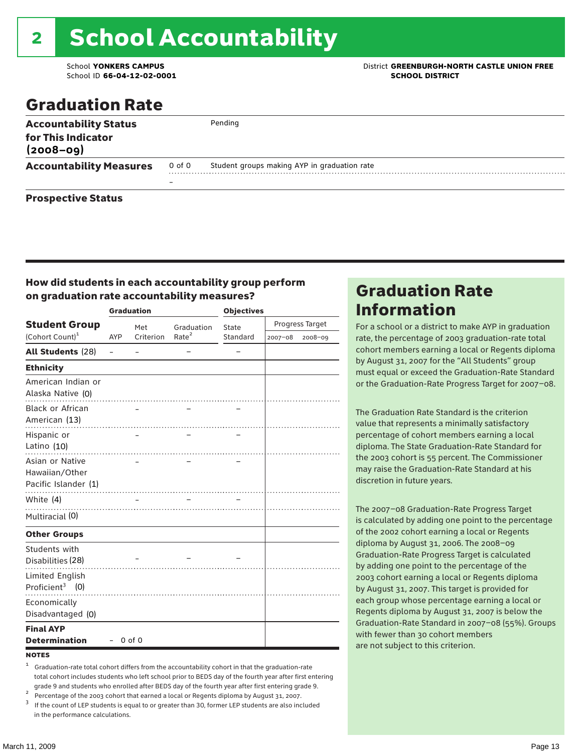# 2 School Accountability

School **YONKERS CAMPUS**
School ID **66-04-12-02-0001**

District **GREENBURGH-NORTH CASTLE UNION FREE SCHOOL DISTRICT**

## Graduation Rate

| | | |
|---|---|---|
| **Accountability Status for This Indicator (2008–09)** | | Pending |
| **Accountability Measures** | 0 of 0 | Student groups making AYP in graduation rate |
| | – | |
| **Prospective Status** | | |

### How did students in each accountability group perform on graduation rate accountability measures?

| Student Group (Cohort Count)[1] | Graduation | | | Objectives | | |
|---|---|---|---|---|---|---|
| | AYP | Met Criterion | Graduation Rate[2] | State Standard | Progress Target 2007–08 | Progress Target 2008–09 |
| **All Students** (28) | – | – | – | – | | |
| **Ethnicity** | | | | | | |
| American Indian or Alaska Native (0) | | | | | | |
| Black or African American (13) | | – | – | – | | |
| Hispanic or Latino (10) | | – | – | – | | |
| Asian or Native Hawaiian/Other Pacific Islander (1) | | – | – | – | | |
| White (4) | | – | – | – | | |
| Multiracial (0) | | | | | | |
| **Other Groups** | | | | | | |
| Students with Disabilities (28) | | – | – | – | | |
| Limited English Proficient[3] (0) | | | | | | |
| Economically Disadvantaged (0) | | | | | | |
| **Final AYP Determination** | – | 0 of 0 | | | | |

**NOTES**

[1] Graduation-rate total cohort differs from the accountability cohort in that the graduation-rate total cohort includes students who left school prior to BEDS day of the fourth year after first entering grade 9 and students who enrolled after BEDS day of the fourth year after first entering grade 9.

[2] Percentage of the 2003 cohort that earned a local or Regents diploma by August 31, 2007.

[3] If the count of LEP students is equal to or greater than 30, former LEP students are also included in the performance calculations.

## Graduation Rate Information

For a school or a district to make AYP in graduation rate, the percentage of 2003 graduation-rate total cohort members earning a local or Regents diploma by August 31, 2007 for the "All Students" group must equal or exceed the Graduation-Rate Standard or the Graduation-Rate Progress Target for 2007–08.

The Graduation Rate Standard is the criterion value that represents a minimally satisfactory percentage of cohort members earning a local diploma. The State Graduation-Rate Standard for the 2003 cohort is 55 percent. The Commissioner may raise the Graduation-Rate Standard at his discretion in future years.

The 2007–08 Graduation-Rate Progress Target is calculated by adding one point to the percentage of the 2002 cohort earning a local or Regents diploma by August 31, 2006. The 2008–09 Graduation-Rate Progress Target is calculated by adding one point to the percentage of the 2003 cohort earning a local or Regents diploma by August 31, 2007. This target is provided for each group whose percentage earning a local or Regents diploma by August 31, 2007 is below the Graduation-Rate Standard in 2007–08 (55%). Groups with fewer than 30 cohort members are not subject to this criterion.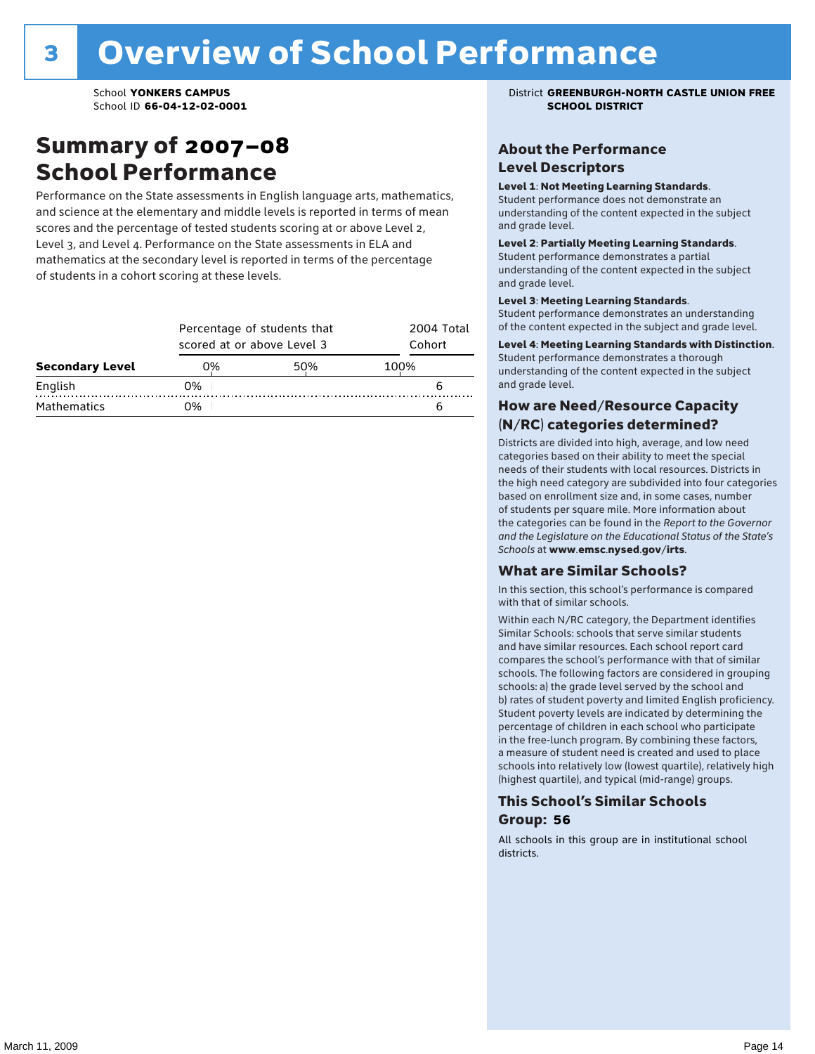# 3 Overview of School Performance

School **YONKERS CAMPUS**
School ID **66-04-12-02-0001**

District **GREENBURGH-NORTH CASTLE UNION FREE SCHOOL DISTRICT**

## Summary of 2007–08 School Performance

Performance on the State assessments in English language arts, mathematics, and science at the elementary and middle levels is reported in terms of mean scores and the percentage of tested students scoring at or above Level 2, Level 3, and Level 4. Performance on the State assessments in ELA and mathematics at the secondary level is reported in terms of the percentage of students in a cohort scoring at these levels.

| Secondary Level | Percentage of students that scored at or above Level 3 | 2004 Total Cohort |
|---|---|---|
| English | 0% | 6 |
| Mathematics | 0% | 6 |

### About the Performance Level Descriptors

**Level 1**: **Not Meeting Learning Standards**. Student performance does not demonstrate an understanding of the content expected in the subject and grade level.

**Level 2**: **Partially Meeting Learning Standards**. Student performance demonstrates a partial understanding of the content expected in the subject and grade level.

**Level 3**: **Meeting Learning Standards**. Student performance demonstrates an understanding of the content expected in the subject and grade level.

**Level 4**: **Meeting Learning Standards with Distinction**. Student performance demonstrates a thorough understanding of the content expected in the subject and grade level.

### How are Need/Resource Capacity (N/RC) categories determined?

Districts are divided into high, average, and low need categories based on their ability to meet the special needs of their students with local resources. Districts in the high need category are subdivided into four categories based on enrollment size and, in some cases, number of students per square mile. More information about the categories can be found in the *Report to the Governor and the Legislature on the Educational Status of the State's Schools* at **www.emsc.nysed.gov/irts**.

### What are Similar Schools?

In this section, this school's performance is compared with that of similar schools.

Within each N/RC category, the Department identifies Similar Schools: schools that serve similar students and have similar resources. Each school report card compares the school's performance with that of similar schools. The following factors are considered in grouping schools: a) the grade level served by the school and b) rates of student poverty and limited English proficiency. Student poverty levels are indicated by determining the percentage of children in each school who participate in the free-lunch program. By combining these factors, a measure of student need is created and used to place schools into relatively low (lowest quartile), relatively high (highest quartile), and typical (mid-range) groups.

### This School's Similar Schools Group: 56

All schools in this group are in institutional school districts.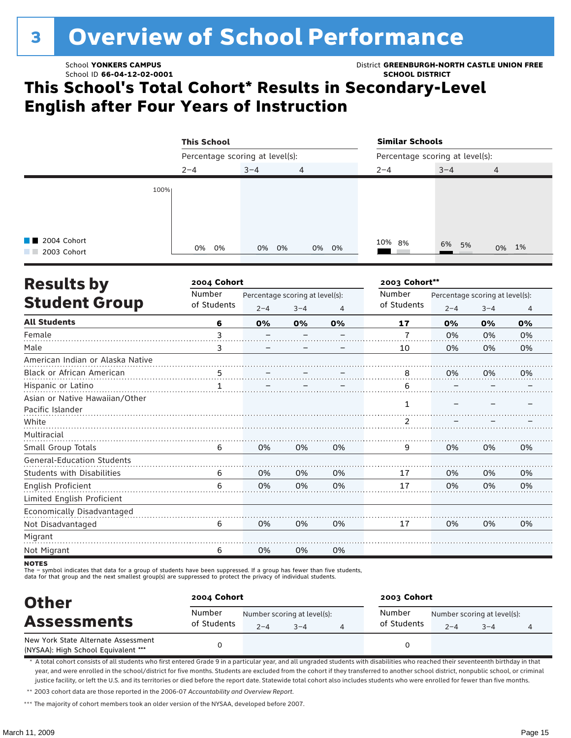# 3 Overview of School Performance

School **YONKERS CAMPUS**
School ID **66-04-12-02-0001**

District **GREENBURGH-NORTH CASTLE UNION FREE SCHOOL DISTRICT**

## This School's Total Cohort* Results in Secondary-Level English after Four Years of Instruction

| | This School | | | Similar Schools | | |
|---|---|---|---|---|---|---|
| Percentage scoring at level(s): | 2–4 | 3–4 | 4 | 2–4 | 3–4 | 4 |
| 2004 Cohort | 0% | 0% | 0% | 10% | 6% | 0% |
| 2003 Cohort | 0% | 0% | 0% | 8% | 5% | 1% |

## Results by Student Group

| | 2004 Cohort | | | | 2003 Cohort** | | | |
|---|---|---|---|---|---|---|---|---|
| | Number of Students | Percentage scoring at level(s): 2–4 | 3–4 | 4 | Number of Students | Percentage scoring at level(s): 2–4 | 3–4 | 4 |
| **All Students** | **6** | **0%** | **0%** | **0%** | **17** | **0%** | **0%** | **0%** |
| Female | 3 | – | – | – | 7 | 0% | 0% | 0% |
| Male | 3 | – | – | – | 10 | 0% | 0% | 0% |
| American Indian or Alaska Native | | | | | | | | |
| Black or African American | 5 | – | – | – | 8 | 0% | 0% | 0% |
| Hispanic or Latino | 1 | – | – | – | 6 | – | – | – |
| Asian or Native Hawaiian/Other Pacific Islander | | | | | 1 | – | – | – |
| White | | | | | 2 | – | – | – |
| Multiracial | | | | | | | | |
| Small Group Totals | 6 | 0% | 0% | 0% | 9 | 0% | 0% | 0% |
| General-Education Students | | | | | | | | |
| Students with Disabilities | 6 | 0% | 0% | 0% | 17 | 0% | 0% | 0% |
| English Proficient | 6 | 0% | 0% | 0% | 17 | 0% | 0% | 0% |
| Limited English Proficient | | | | | | | | |
| Economically Disadvantaged | | | | | | | | |
| Not Disadvantaged | 6 | 0% | 0% | 0% | 17 | 0% | 0% | 0% |
| Migrant | | | | | | | | |
| Not Migrant | 6 | 0% | 0% | 0% | | | | |

**NOTES**
The – symbol indicates that data for a group of students have been suppressed. If a group has fewer than five students, data for that group and the next smallest group(s) are suppressed to protect the privacy of individual students.

## Other Assessments

| | 2004 Cohort | | | | 2003 Cohort | | | |
|---|---|---|---|---|---|---|---|---|
| | Number of Students | Number scoring at level(s): 2–4 | 3–4 | 4 | Number of Students | Number scoring at level(s): 2–4 | 3–4 | 4 |
| New York State Alternate Assessment (NYSAA): High School Equivalent *** | 0 | | | | 0 | | | |

\* A total cohort consists of all students who first entered Grade 9 in a particular year, and all ungraded students with disabilities who reached their seventeenth birthday in that year, and were enrolled in the school/district for five months. Students are excluded from the cohort if they transferred to another school district, nonpublic school, or criminal justice facility, or left the U.S. and its territories or died before the report date. Statewide total cohort also includes students who were enrolled for fewer than five months.

** 2003 cohort data are those reported in the 2006-07 *Accountability and Overview Report*.

*** The majority of cohort members took an older version of the NYSAA, developed before 2007.

March 11, 2009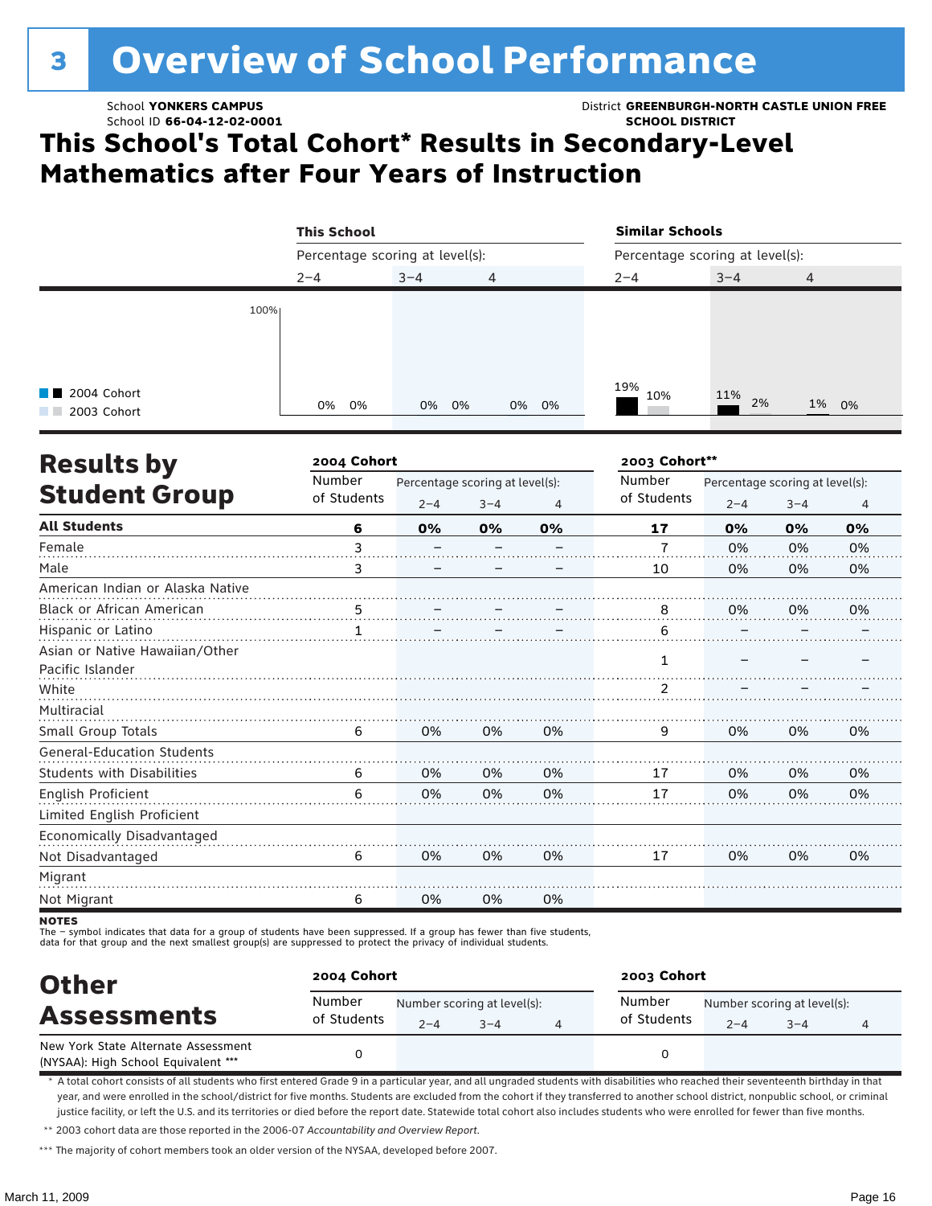# 3 Overview of School Performance

School **YONKERS CAMPUS**
School ID **66-04-12-02-0001**

District **GREENBURGH-NORTH CASTLE UNION FREE SCHOOL DISTRICT**

## This School's Total Cohort* Results in Secondary-Level Mathematics after Four Years of Instruction

This School
Percentage scoring at level(s):
2–4 3–4 4

Similar Schools
Percentage scoring at level(s):
2–4 3–4 4

100%

2004 Cohort
2003 Cohort

0% 0% 0% 0% 0% 0%

19% 10% 11% 2% 1% 0%

## Results by Student Group

| | 2004 Cohort | | | | 2003 Cohort** | | | |
|---|---|---|---|---|---|---|---|---|
| | Number of Students | Percentage scoring at level(s): 2–4 | 3–4 | 4 | Number of Students | Percentage scoring at level(s): 2–4 | 3–4 | 4 |
| **All Students** | **6** | **0%** | **0%** | **0%** | **17** | **0%** | **0%** | **0%** |
| Female | 3 | – | – | – | 7 | 0% | 0% | 0% |
| Male | 3 | – | – | – | 10 | 0% | 0% | 0% |
| American Indian or Alaska Native | | | | | | | | |
| Black or African American | 5 | – | – | – | 8 | 0% | 0% | 0% |
| Hispanic or Latino | 1 | – | – | – | 6 | – | – | – |
| Asian or Native Hawaiian/Other Pacific Islander | | | | | 1 | – | – | – |
| White | | | | | 2 | – | – | – |
| Multiracial | | | | | | | | |
| Small Group Totals | 6 | 0% | 0% | 0% | 9 | 0% | 0% | 0% |
| General-Education Students | | | | | | | | |
| Students with Disabilities | 6 | 0% | 0% | 0% | 17 | 0% | 0% | 0% |
| English Proficient | 6 | 0% | 0% | 0% | 17 | 0% | 0% | 0% |
| Limited English Proficient | | | | | | | | |
| Economically Disadvantaged | | | | | | | | |
| Not Disadvantaged | 6 | 0% | 0% | 0% | 17 | 0% | 0% | 0% |
| Migrant | | | | | | | | |
| Not Migrant | 6 | 0% | 0% | 0% | | | | |

**NOTES**
The – symbol indicates that data for a group of students have been suppressed. If a group has fewer than five students, data for that group and the next smallest group(s) are suppressed to protect the privacy of individual students.

## Other Assessments

| | 2004 Cohort | | | | 2003 Cohort | | | |
|---|---|---|---|---|---|---|---|---|
| | Number of Students | Number scoring at level(s): 2–4 | 3–4 | 4 | Number of Students | Number scoring at level(s): 2–4 | 3–4 | 4 |
| New York State Alternate Assessment (NYSAA): High School Equivalent *** | 0 | | | | 0 | | | |

\* A total cohort consists of all students who first entered Grade 9 in a particular year, and all ungraded students with disabilities who reached their seventeenth birthday in that year, and were enrolled in the school/district for five months. Students are excluded from the cohort if they transferred to another school district, nonpublic school, or criminal justice facility, or left the U.S. and its territories or died before the report date. Statewide total cohort also includes students who were enrolled for fewer than five months.

\** 2003 cohort data are those reported in the 2006-07 *Accountability and Overview Report*.

\*** The majority of cohort members took an older version of the NYSAA, developed before 2007.

March 11, 2009